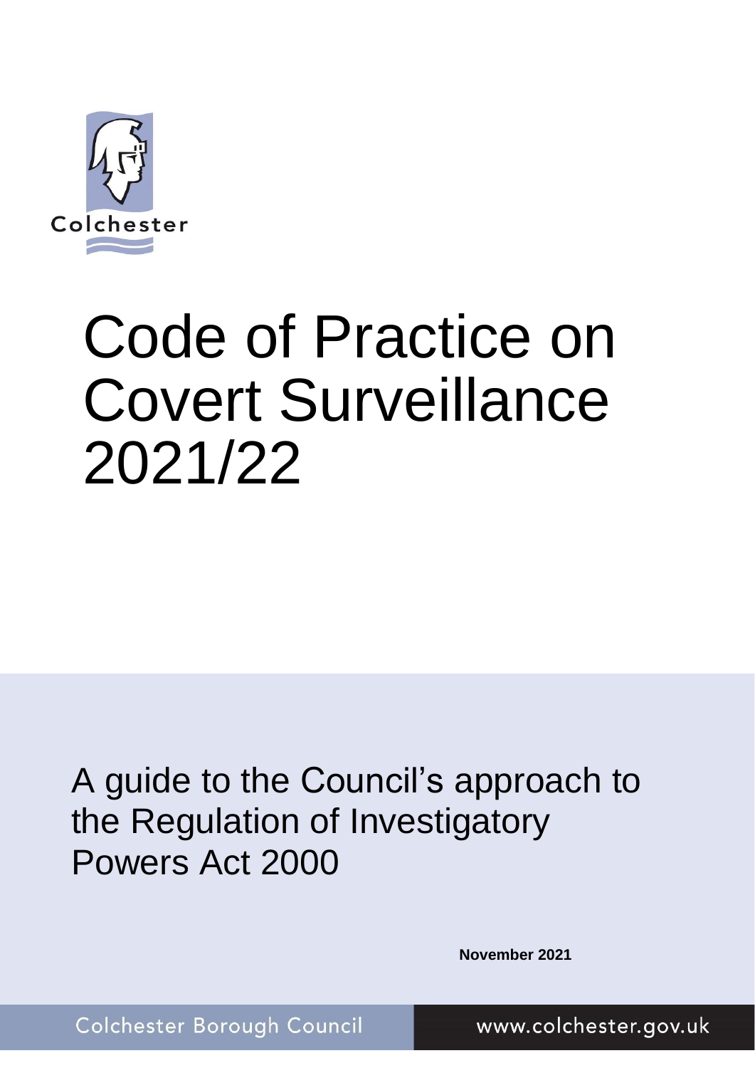Colchester

# Code of Practice on Covert Surveillance 2021/22

## A guide to the Council's approach to the Regulation of Investigatory Powers Act 2000

**November 2021**

Colchester Borough Council www.colchester.gov.uk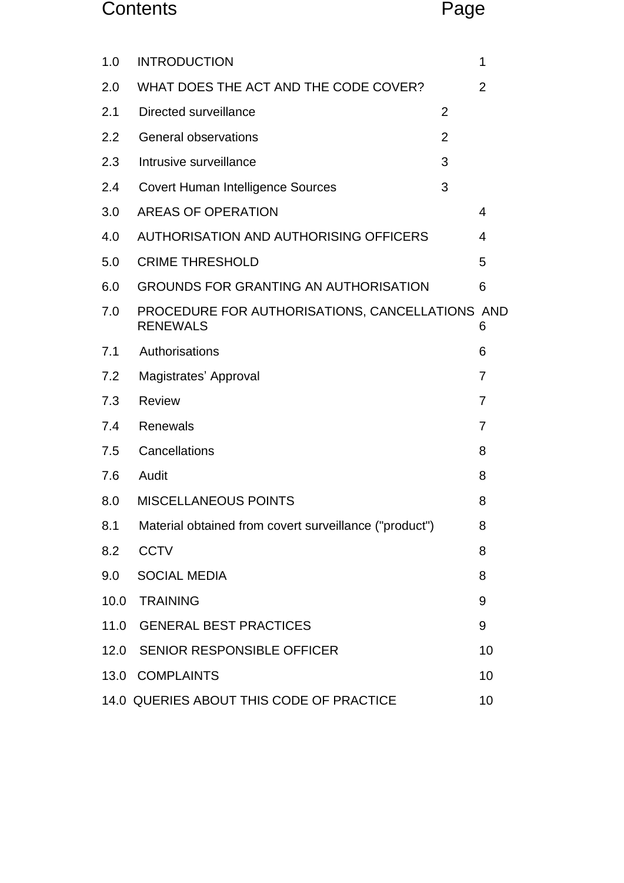| Contents | | Page |
|---|---|---|
| 1.0 | INTRODUCTION | 1 |
| 2.0 | WHAT DOES THE ACT AND THE CODE COVER? | 2 |
| 2.1 | Directed surveillance | 2 |
| 2.2 | General observations | 2 |
| 2.3 | Intrusive surveillance | 3 |
| 2.4 | Covert Human Intelligence Sources | 3 |
| 3.0 | AREAS OF OPERATION | 4 |
| 4.0 | AUTHORISATION AND AUTHORISING OFFICERS | 4 |
| 5.0 | CRIME THRESHOLD | 5 |
| 6.0 | GROUNDS FOR GRANTING AN AUTHORISATION | 6 |
| 7.0 | PROCEDURE FOR AUTHORISATIONS, CANCELLATIONS AND RENEWALS | 6 |
| 7.1 | Authorisations | 6 |
| 7.2 | Magistrates' Approval | 7 |
| 7.3 | Review | 7 |
| 7.4 | Renewals | 7 |
| 7.5 | Cancellations | 8 |
| 7.6 | Audit | 8 |
| 8.0 | MISCELLANEOUS POINTS | 8 |
| 8.1 | Material obtained from covert surveillance ("product") | 8 |
| 8.2 | CCTV | 8 |
| 9.0 | SOCIAL MEDIA | 8 |
| 10.0 | TRAINING | 9 |
| 11.0 | GENERAL BEST PRACTICES | 9 |
| 12.0 | SENIOR RESPONSIBLE OFFICER | 10 |
| 13.0 | COMPLAINTS | 10 |
| 14.0 | QUERIES ABOUT THIS CODE OF PRACTICE | 10 |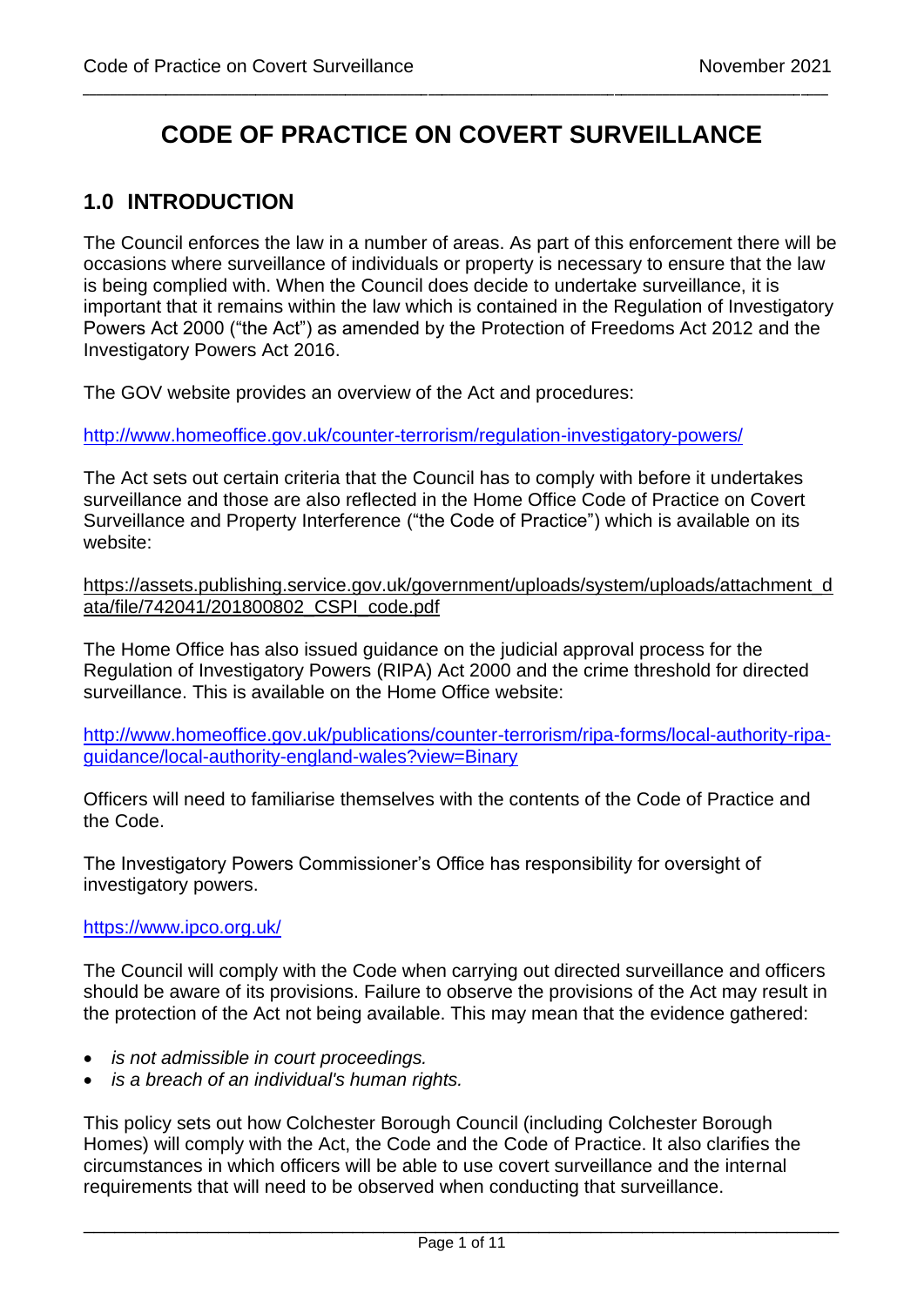# CODE OF PRACTICE ON COVERT SURVEILLANCE

## 1.0 INTRODUCTION

The Council enforces the law in a number of areas. As part of this enforcement there will be occasions where surveillance of individuals or property is necessary to ensure that the law is being complied with. When the Council does decide to undertake surveillance, it is important that it remains within the law which is contained in the Regulation of Investigatory Powers Act 2000 ("the Act") as amended by the Protection of Freedoms Act 2012 and the Investigatory Powers Act 2016.

The GOV website provides an overview of the Act and procedures:

http://www.homeoffice.gov.uk/counter-terrorism/regulation-investigatory-powers/

The Act sets out certain criteria that the Council has to comply with before it undertakes surveillance and those are also reflected in the Home Office Code of Practice on Covert Surveillance and Property Interference ("the Code of Practice") which is available on its website:

https://assets.publishing.service.gov.uk/government/uploads/system/uploads/attachment_data/file/742041/201800802_CSPI_code.pdf

The Home Office has also issued guidance on the judicial approval process for the Regulation of Investigatory Powers (RIPA) Act 2000 and the crime threshold for directed surveillance. This is available on the Home Office website:

http://www.homeoffice.gov.uk/publications/counter-terrorism/ripa-forms/local-authority-ripa-guidance/local-authority-england-wales?view=Binary

Officers will need to familiarise themselves with the contents of the Code of Practice and the Code.

The Investigatory Powers Commissioner's Office has responsibility for oversight of investigatory powers.

https://www.ipco.org.uk/

The Council will comply with the Code when carrying out directed surveillance and officers should be aware of its provisions. Failure to observe the provisions of the Act may result in the protection of the Act not being available. This may mean that the evidence gathered:

- *is not admissible in court proceedings.*
- *is a breach of an individual's human rights.*

This policy sets out how Colchester Borough Council (including Colchester Borough Homes) will comply with the Act, the Code and the Code of Practice. It also clarifies the circumstances in which officers will be able to use covert surveillance and the internal requirements that will need to be observed when conducting that surveillance.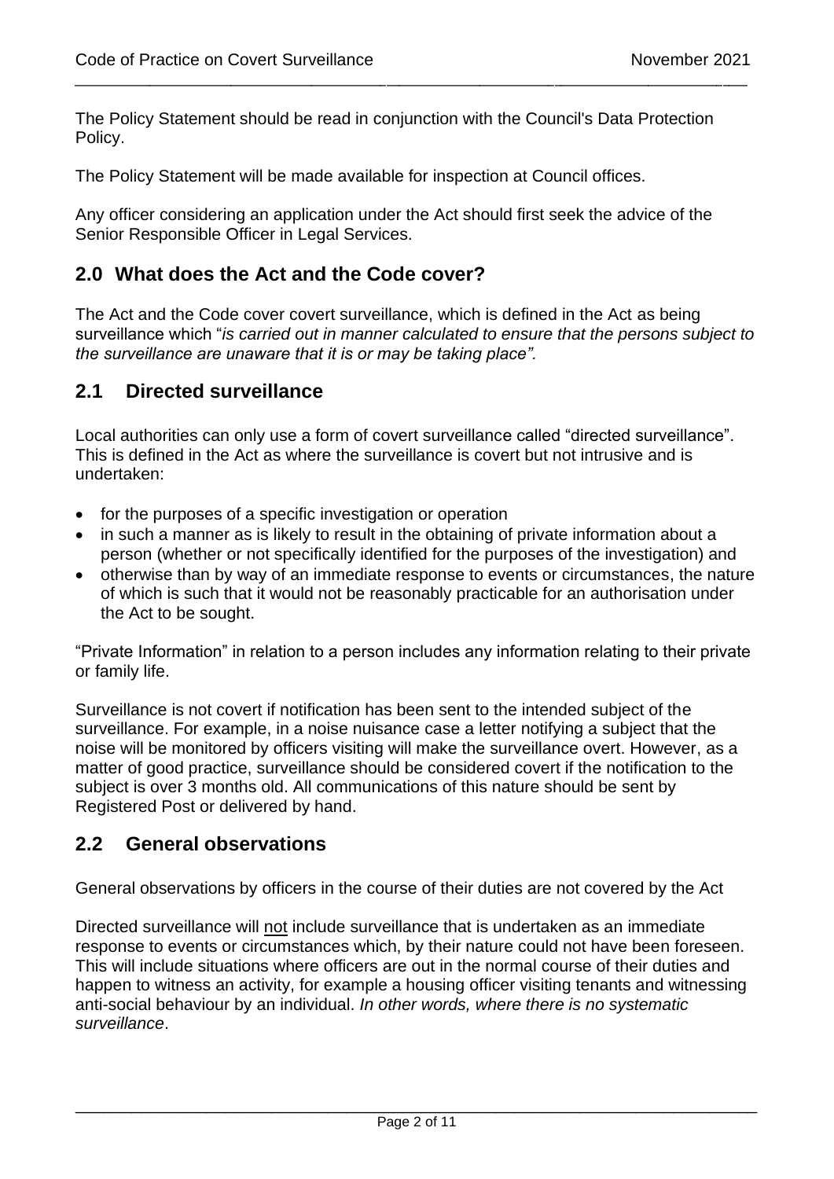The Policy Statement should be read in conjunction with the Council's Data Protection Policy.

The Policy Statement will be made available for inspection at Council offices.

Any officer considering an application under the Act should first seek the advice of the Senior Responsible Officer in Legal Services.

## 2.0 What does the Act and the Code cover?

The Act and the Code cover covert surveillance, which is defined in the Act as being surveillance which "*is carried out in manner calculated to ensure that the persons subject to the surveillance are unaware that it is or may be taking place".*

## 2.1 Directed surveillance

Local authorities can only use a form of covert surveillance called "directed surveillance". This is defined in the Act as where the surveillance is covert but not intrusive and is undertaken:

- for the purposes of a specific investigation or operation
- in such a manner as is likely to result in the obtaining of private information about a person (whether or not specifically identified for the purposes of the investigation) and
- otherwise than by way of an immediate response to events or circumstances, the nature of which is such that it would not be reasonably practicable for an authorisation under the Act to be sought.

"Private Information" in relation to a person includes any information relating to their private or family life.

Surveillance is not covert if notification has been sent to the intended subject of the surveillance. For example, in a noise nuisance case a letter notifying a subject that the noise will be monitored by officers visiting will make the surveillance overt. However, as a matter of good practice, surveillance should be considered covert if the notification to the subject is over 3 months old. All communications of this nature should be sent by Registered Post or delivered by hand.

## 2.2 General observations

General observations by officers in the course of their duties are not covered by the Act

Directed surveillance will not include surveillance that is undertaken as an immediate response to events or circumstances which, by their nature could not have been foreseen. This will include situations where officers are out in the normal course of their duties and happen to witness an activity, for example a housing officer visiting tenants and witnessing anti-social behaviour by an individual. *In other words, where there is no systematic surveillance*.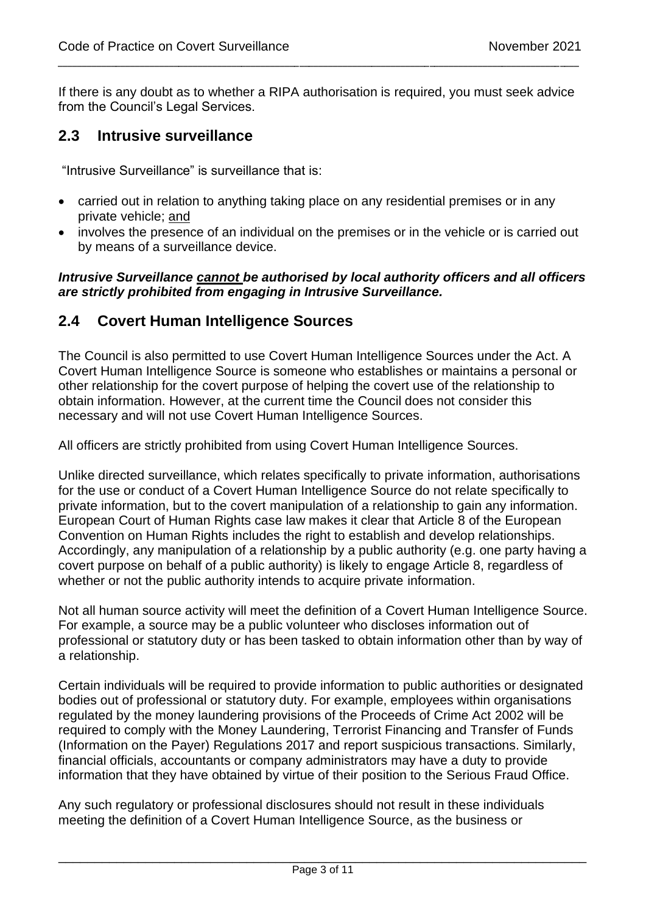If there is any doubt as to whether a RIPA authorisation is required, you must seek advice from the Council's Legal Services.

## 2.3 Intrusive surveillance

"Intrusive Surveillance" is surveillance that is:

- carried out in relation to anything taking place on any residential premises or in any private vehicle; <u>and</u>
- involves the presence of an individual on the premises or in the vehicle or is carried out by means of a surveillance device.

***Intrusive Surveillance <u>cannot</u> be authorised by local authority officers and all officers are strictly prohibited from engaging in Intrusive Surveillance.***

## 2.4 Covert Human Intelligence Sources

The Council is also permitted to use Covert Human Intelligence Sources under the Act. A Covert Human Intelligence Source is someone who establishes or maintains a personal or other relationship for the covert purpose of helping the covert use of the relationship to obtain information. However, at the current time the Council does not consider this necessary and will not use Covert Human Intelligence Sources.

All officers are strictly prohibited from using Covert Human Intelligence Sources.

Unlike directed surveillance, which relates specifically to private information, authorisations for the use or conduct of a Covert Human Intelligence Source do not relate specifically to private information, but to the covert manipulation of a relationship to gain any information. European Court of Human Rights case law makes it clear that Article 8 of the European Convention on Human Rights includes the right to establish and develop relationships. Accordingly, any manipulation of a relationship by a public authority (e.g. one party having a covert purpose on behalf of a public authority) is likely to engage Article 8, regardless of whether or not the public authority intends to acquire private information.

Not all human source activity will meet the definition of a Covert Human Intelligence Source. For example, a source may be a public volunteer who discloses information out of professional or statutory duty or has been tasked to obtain information other than by way of a relationship.

Certain individuals will be required to provide information to public authorities or designated bodies out of professional or statutory duty. For example, employees within organisations regulated by the money laundering provisions of the Proceeds of Crime Act 2002 will be required to comply with the Money Laundering, Terrorist Financing and Transfer of Funds (Information on the Payer) Regulations 2017 and report suspicious transactions. Similarly, financial officials, accountants or company administrators may have a duty to provide information that they have obtained by virtue of their position to the Serious Fraud Office.

Any such regulatory or professional disclosures should not result in these individuals meeting the definition of a Covert Human Intelligence Source, as the business or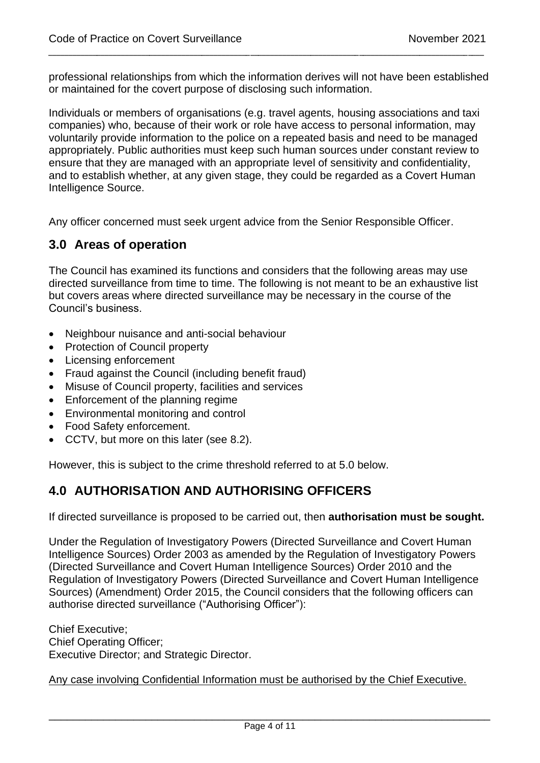professional relationships from which the information derives will not have been established or maintained for the covert purpose of disclosing such information.

Individuals or members of organisations (e.g. travel agents, housing associations and taxi companies) who, because of their work or role have access to personal information, may voluntarily provide information to the police on a repeated basis and need to be managed appropriately. Public authorities must keep such human sources under constant review to ensure that they are managed with an appropriate level of sensitivity and confidentiality, and to establish whether, at any given stage, they could be regarded as a Covert Human Intelligence Source.

Any officer concerned must seek urgent advice from the Senior Responsible Officer.

## 3.0 Areas of operation

The Council has examined its functions and considers that the following areas may use directed surveillance from time to time. The following is not meant to be an exhaustive list but covers areas where directed surveillance may be necessary in the course of the Council's business.

- Neighbour nuisance and anti-social behaviour
- Protection of Council property
- Licensing enforcement
- Fraud against the Council (including benefit fraud)
- Misuse of Council property, facilities and services
- Enforcement of the planning regime
- Environmental monitoring and control
- Food Safety enforcement.
- CCTV, but more on this later (see 8.2).

However, this is subject to the crime threshold referred to at 5.0 below.

## 4.0 AUTHORISATION AND AUTHORISING OFFICERS

If directed surveillance is proposed to be carried out, then **authorisation must be sought.**

Under the Regulation of Investigatory Powers (Directed Surveillance and Covert Human Intelligence Sources) Order 2003 as amended by the Regulation of Investigatory Powers (Directed Surveillance and Covert Human Intelligence Sources) Order 2010 and the Regulation of Investigatory Powers (Directed Surveillance and Covert Human Intelligence Sources) (Amendment) Order 2015, the Council considers that the following officers can authorise directed surveillance ("Authorising Officer"):

Chief Executive;
Chief Operating Officer;
Executive Director; and Strategic Director.

<u>Any case involving Confidential Information must be authorised by the Chief Executive.</u>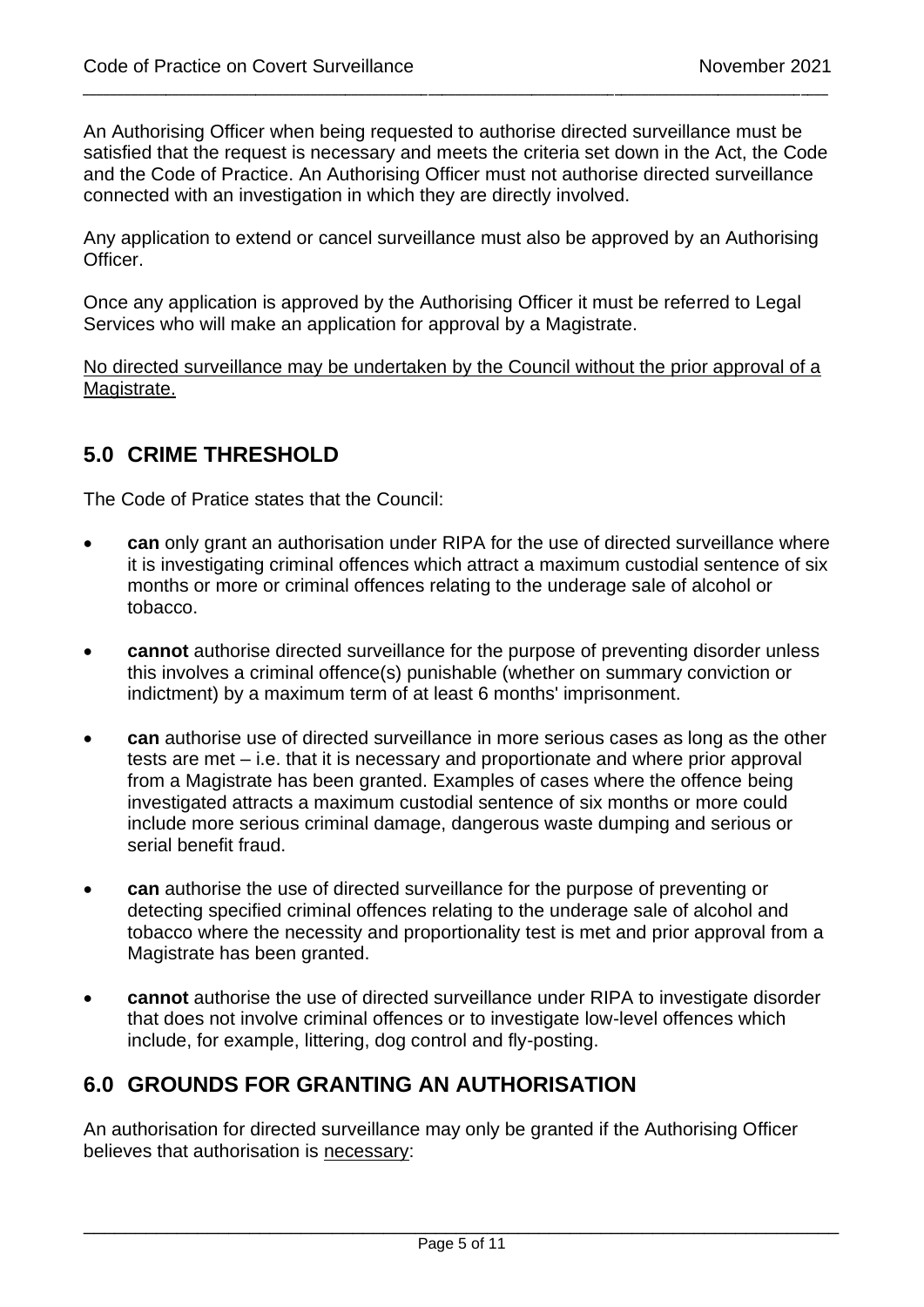An Authorising Officer when being requested to authorise directed surveillance must be satisfied that the request is necessary and meets the criteria set down in the Act, the Code and the Code of Practice. An Authorising Officer must not authorise directed surveillance connected with an investigation in which they are directly involved.

Any application to extend or cancel surveillance must also be approved by an Authorising Officer.

Once any application is approved by the Authorising Officer it must be referred to Legal Services who will make an application for approval by a Magistrate.

<u>No directed surveillance may be undertaken by the Council without the prior approval of a Magistrate.</u>

## 5.0 CRIME THRESHOLD

The Code of Pratice states that the Council:

- **can** only grant an authorisation under RIPA for the use of directed surveillance where it is investigating criminal offences which attract a maximum custodial sentence of six months or more or criminal offences relating to the underage sale of alcohol or tobacco.
- **cannot** authorise directed surveillance for the purpose of preventing disorder unless this involves a criminal offence(s) punishable (whether on summary conviction or indictment) by a maximum term of at least 6 months' imprisonment.
- **can** authorise use of directed surveillance in more serious cases as long as the other tests are met – i.e. that it is necessary and proportionate and where prior approval from a Magistrate has been granted. Examples of cases where the offence being investigated attracts a maximum custodial sentence of six months or more could include more serious criminal damage, dangerous waste dumping and serious or serial benefit fraud.
- **can** authorise the use of directed surveillance for the purpose of preventing or detecting specified criminal offences relating to the underage sale of alcohol and tobacco where the necessity and proportionality test is met and prior approval from a Magistrate has been granted.
- **cannot** authorise the use of directed surveillance under RIPA to investigate disorder that does not involve criminal offences or to investigate low-level offences which include, for example, littering, dog control and fly-posting.

## 6.0 GROUNDS FOR GRANTING AN AUTHORISATION

An authorisation for directed surveillance may only be granted if the Authorising Officer believes that authorisation is <u>necessary</u>: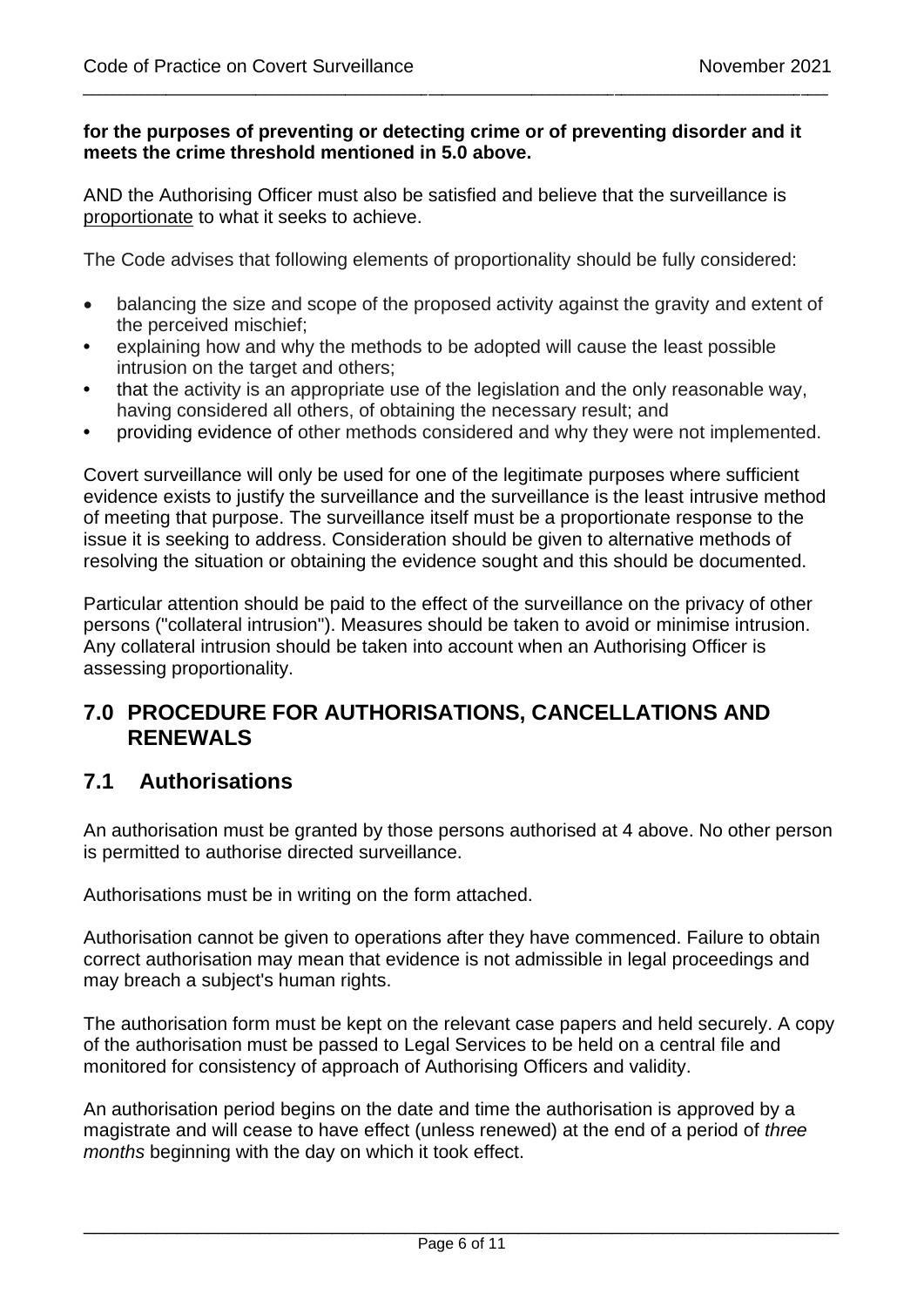**for the purposes of preventing or detecting crime or of preventing disorder and it meets the crime threshold mentioned in 5.0 above.**

AND the Authorising Officer must also be satisfied and believe that the surveillance is proportionate to what it seeks to achieve.

The Code advises that following elements of proportionality should be fully considered:

- balancing the size and scope of the proposed activity against the gravity and extent of the perceived mischief;
- explaining how and why the methods to be adopted will cause the least possible intrusion on the target and others;
- that the activity is an appropriate use of the legislation and the only reasonable way, having considered all others, of obtaining the necessary result; and
- providing evidence of other methods considered and why they were not implemented.

Covert surveillance will only be used for one of the legitimate purposes where sufficient evidence exists to justify the surveillance and the surveillance is the least intrusive method of meeting that purpose. The surveillance itself must be a proportionate response to the issue it is seeking to address. Consideration should be given to alternative methods of resolving the situation or obtaining the evidence sought and this should be documented.

Particular attention should be paid to the effect of the surveillance on the privacy of other persons ("collateral intrusion"). Measures should be taken to avoid or minimise intrusion. Any collateral intrusion should be taken into account when an Authorising Officer is assessing proportionality.

## 7.0 PROCEDURE FOR AUTHORISATIONS, CANCELLATIONS AND RENEWALS

### 7.1 Authorisations

An authorisation must be granted by those persons authorised at 4 above. No other person is permitted to authorise directed surveillance.

Authorisations must be in writing on the form attached.

Authorisation cannot be given to operations after they have commenced. Failure to obtain correct authorisation may mean that evidence is not admissible in legal proceedings and may breach a subject's human rights.

The authorisation form must be kept on the relevant case papers and held securely. A copy of the authorisation must be passed to Legal Services to be held on a central file and monitored for consistency of approach of Authorising Officers and validity.

An authorisation period begins on the date and time the authorisation is approved by a magistrate and will cease to have effect (unless renewed) at the end of a period of *three months* beginning with the day on which it took effect.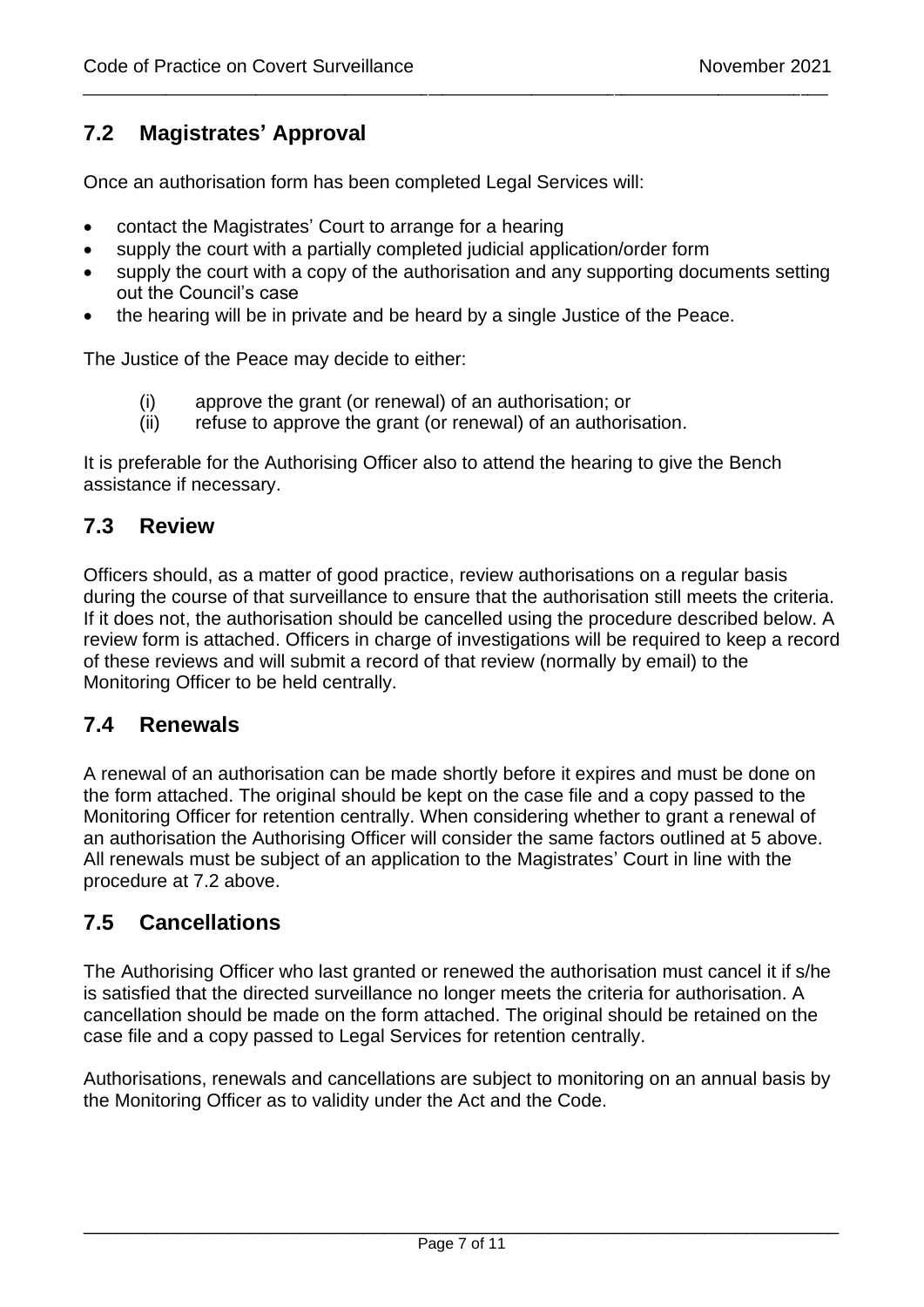## 7.2 Magistrates' Approval

Once an authorisation form has been completed Legal Services will:

- contact the Magistrates' Court to arrange for a hearing
- supply the court with a partially completed judicial application/order form
- supply the court with a copy of the authorisation and any supporting documents setting out the Council's case
- the hearing will be in private and be heard by a single Justice of the Peace.

The Justice of the Peace may decide to either:

(i) approve the grant (or renewal) of an authorisation; or
(ii) refuse to approve the grant (or renewal) of an authorisation.

It is preferable for the Authorising Officer also to attend the hearing to give the Bench assistance if necessary.

## 7.3 Review

Officers should, as a matter of good practice, review authorisations on a regular basis during the course of that surveillance to ensure that the authorisation still meets the criteria. If it does not, the authorisation should be cancelled using the procedure described below. A review form is attached. Officers in charge of investigations will be required to keep a record of these reviews and will submit a record of that review (normally by email) to the Monitoring Officer to be held centrally.

## 7.4 Renewals

A renewal of an authorisation can be made shortly before it expires and must be done on the form attached. The original should be kept on the case file and a copy passed to the Monitoring Officer for retention centrally. When considering whether to grant a renewal of an authorisation the Authorising Officer will consider the same factors outlined at 5 above. All renewals must be subject of an application to the Magistrates' Court in line with the procedure at 7.2 above.

## 7.5 Cancellations

The Authorising Officer who last granted or renewed the authorisation must cancel it if s/he is satisfied that the directed surveillance no longer meets the criteria for authorisation. A cancellation should be made on the form attached. The original should be retained on the case file and a copy passed to Legal Services for retention centrally.

Authorisations, renewals and cancellations are subject to monitoring on an annual basis by the Monitoring Officer as to validity under the Act and the Code.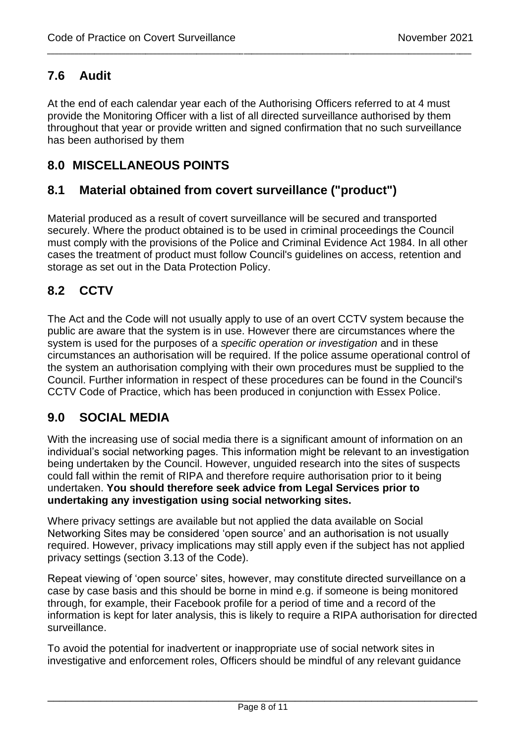## 7.6 Audit

At the end of each calendar year each of the Authorising Officers referred to at 4 must provide the Monitoring Officer with a list of all directed surveillance authorised by them throughout that year or provide written and signed confirmation that no such surveillance has been authorised by them

## 8.0 MISCELLANEOUS POINTS

## 8.1 Material obtained from covert surveillance ("product")

Material produced as a result of covert surveillance will be secured and transported securely. Where the product obtained is to be used in criminal proceedings the Council must comply with the provisions of the Police and Criminal Evidence Act 1984. In all other cases the treatment of product must follow Council's guidelines on access, retention and storage as set out in the Data Protection Policy.

## 8.2 CCTV

The Act and the Code will not usually apply to use of an overt CCTV system because the public are aware that the system is in use. However there are circumstances where the system is used for the purposes of a *specific operation or investigation* and in these circumstances an authorisation will be required. If the police assume operational control of the system an authorisation complying with their own procedures must be supplied to the Council. Further information in respect of these procedures can be found in the Council's CCTV Code of Practice, which has been produced in conjunction with Essex Police.

## 9.0 SOCIAL MEDIA

With the increasing use of social media there is a significant amount of information on an individual's social networking pages. This information might be relevant to an investigation being undertaken by the Council. However, unguided research into the sites of suspects could fall within the remit of RIPA and therefore require authorisation prior to it being undertaken. **You should therefore seek advice from Legal Services prior to undertaking any investigation using social networking sites.**

Where privacy settings are available but not applied the data available on Social Networking Sites may be considered 'open source' and an authorisation is not usually required. However, privacy implications may still apply even if the subject has not applied privacy settings (section 3.13 of the Code).

Repeat viewing of 'open source' sites, however, may constitute directed surveillance on a case by case basis and this should be borne in mind e.g. if someone is being monitored through, for example, their Facebook profile for a period of time and a record of the information is kept for later analysis, this is likely to require a RIPA authorisation for directed surveillance.

To avoid the potential for inadvertent or inappropriate use of social network sites in investigative and enforcement roles, Officers should be mindful of any relevant guidance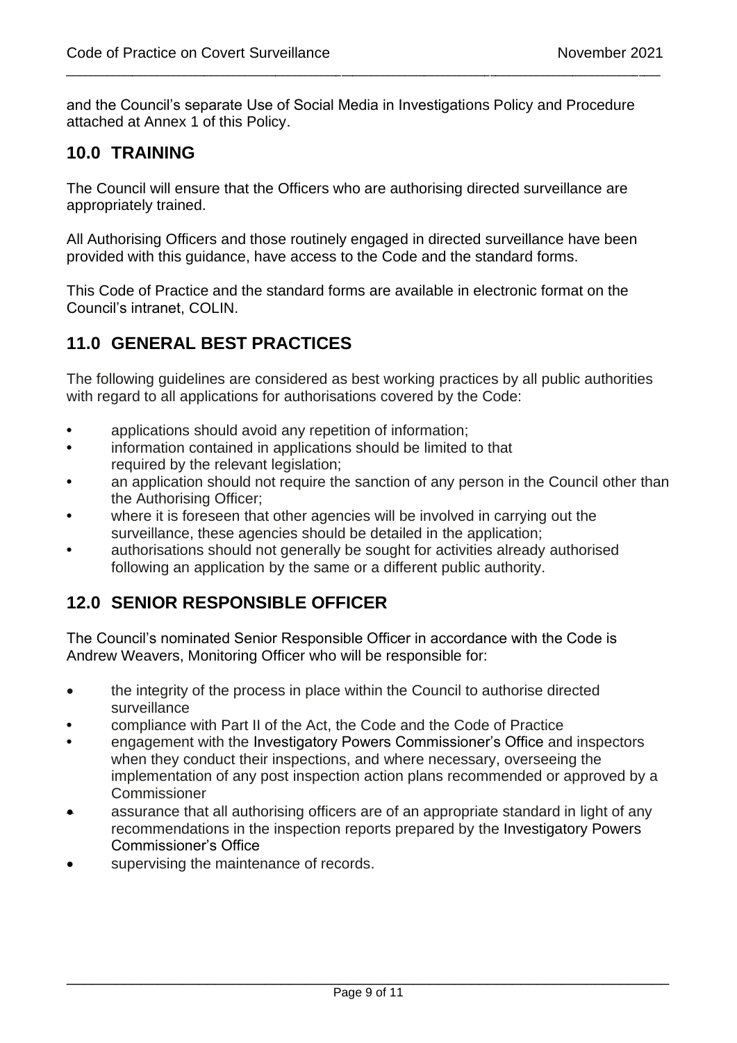and the Council's separate Use of Social Media in Investigations Policy and Procedure attached at Annex 1 of this Policy.

## 10.0 TRAINING

The Council will ensure that the Officers who are authorising directed surveillance are appropriately trained.

All Authorising Officers and those routinely engaged in directed surveillance have been provided with this guidance, have access to the Code and the standard forms.

This Code of Practice and the standard forms are available in electronic format on the Council's intranet, COLIN.

## 11.0 GENERAL BEST PRACTICES

The following guidelines are considered as best working practices by all public authorities with regard to all applications for authorisations covered by the Code:

- applications should avoid any repetition of information;
- information contained in applications should be limited to that required by the relevant legislation;
- an application should not require the sanction of any person in the Council other than the Authorising Officer;
- where it is foreseen that other agencies will be involved in carrying out the surveillance, these agencies should be detailed in the application;
- authorisations should not generally be sought for activities already authorised following an application by the same or a different public authority.

## 12.0 SENIOR RESPONSIBLE OFFICER

The Council's nominated Senior Responsible Officer in accordance with the Code is Andrew Weavers, Monitoring Officer who will be responsible for:

- the integrity of the process in place within the Council to authorise directed surveillance
- compliance with Part II of the Act, the Code and the Code of Practice
- engagement with the Investigatory Powers Commissioner's Office and inspectors when they conduct their inspections, and where necessary, overseeing the implementation of any post inspection action plans recommended or approved by a Commissioner
- assurance that all authorising officers are of an appropriate standard in light of any recommendations in the inspection reports prepared by the Investigatory Powers Commissioner's Office
- supervising the maintenance of records.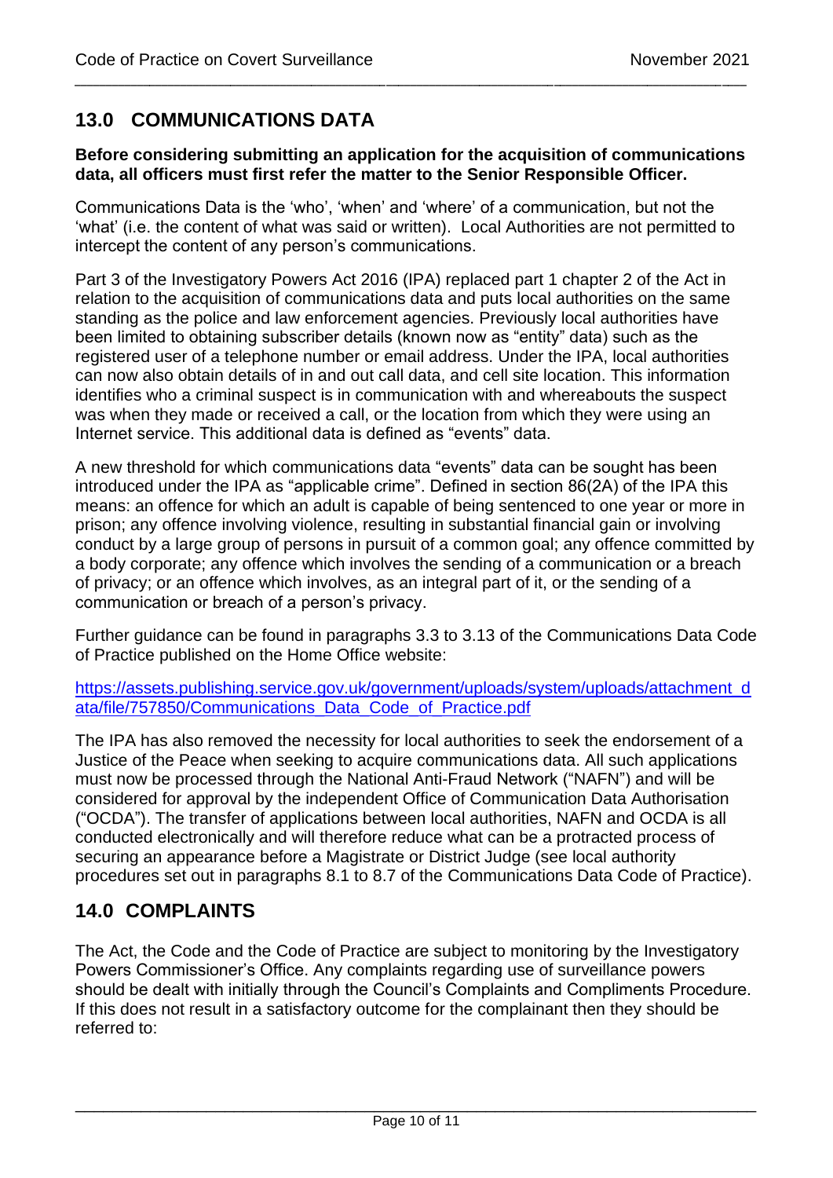## 13.0 COMMUNICATIONS DATA

**Before considering submitting an application for the acquisition of communications data, all officers must first refer the matter to the Senior Responsible Officer.**

Communications Data is the 'who', 'when' and 'where' of a communication, but not the 'what' (i.e. the content of what was said or written). Local Authorities are not permitted to intercept the content of any person's communications.

Part 3 of the Investigatory Powers Act 2016 (IPA) replaced part 1 chapter 2 of the Act in relation to the acquisition of communications data and puts local authorities on the same standing as the police and law enforcement agencies. Previously local authorities have been limited to obtaining subscriber details (known now as "entity" data) such as the registered user of a telephone number or email address. Under the IPA, local authorities can now also obtain details of in and out call data, and cell site location. This information identifies who a criminal suspect is in communication with and whereabouts the suspect was when they made or received a call, or the location from which they were using an Internet service. This additional data is defined as "events" data.

A new threshold for which communications data "events" data can be sought has been introduced under the IPA as "applicable crime". Defined in section 86(2A) of the IPA this means: an offence for which an adult is capable of being sentenced to one year or more in prison; any offence involving violence, resulting in substantial financial gain or involving conduct by a large group of persons in pursuit of a common goal; any offence committed by a body corporate; any offence which involves the sending of a communication or a breach of privacy; or an offence which involves, as an integral part of it, or the sending of a communication or breach of a person's privacy.

Further guidance can be found in paragraphs 3.3 to 3.13 of the Communications Data Code of Practice published on the Home Office website:

[https://assets.publishing.service.gov.uk/government/uploads/system/uploads/attachment_data/file/757850/Communications_Data_Code_of_Practice.pdf](https://assets.publishing.service.gov.uk/government/uploads/system/uploads/attachment_data/file/757850/Communications_Data_Code_of_Practice.pdf)

The IPA has also removed the necessity for local authorities to seek the endorsement of a Justice of the Peace when seeking to acquire communications data. All such applications must now be processed through the National Anti-Fraud Network ("NAFN") and will be considered for approval by the independent Office of Communication Data Authorisation ("OCDA"). The transfer of applications between local authorities, NAFN and OCDA is all conducted electronically and will therefore reduce what can be a protracted process of securing an appearance before a Magistrate or District Judge (see local authority procedures set out in paragraphs 8.1 to 8.7 of the Communications Data Code of Practice).

## 14.0 COMPLAINTS

The Act, the Code and the Code of Practice are subject to monitoring by the Investigatory Powers Commissioner's Office. Any complaints regarding use of surveillance powers should be dealt with initially through the Council's Complaints and Compliments Procedure. If this does not result in a satisfactory outcome for the complainant then they should be referred to: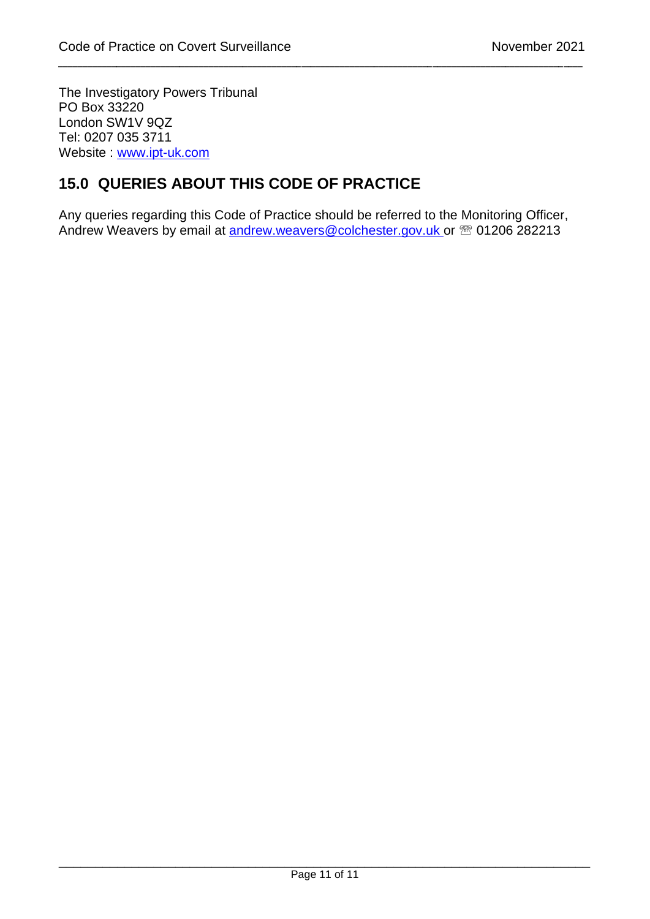The Investigatory Powers Tribunal
PO Box 33220
London SW1V 9QZ
Tel: 0207 035 3711
Website : [www.ipt-uk.com](http://www.ipt-uk.com)

## 15.0 QUERIES ABOUT THIS CODE OF PRACTICE

Any queries regarding this Code of Practice should be referred to the Monitoring Officer, Andrew Weavers by email at [andrew.weavers@colchester.gov.uk](mailto:andrew.weavers@colchester.gov.uk) or ☏ 01206 282213